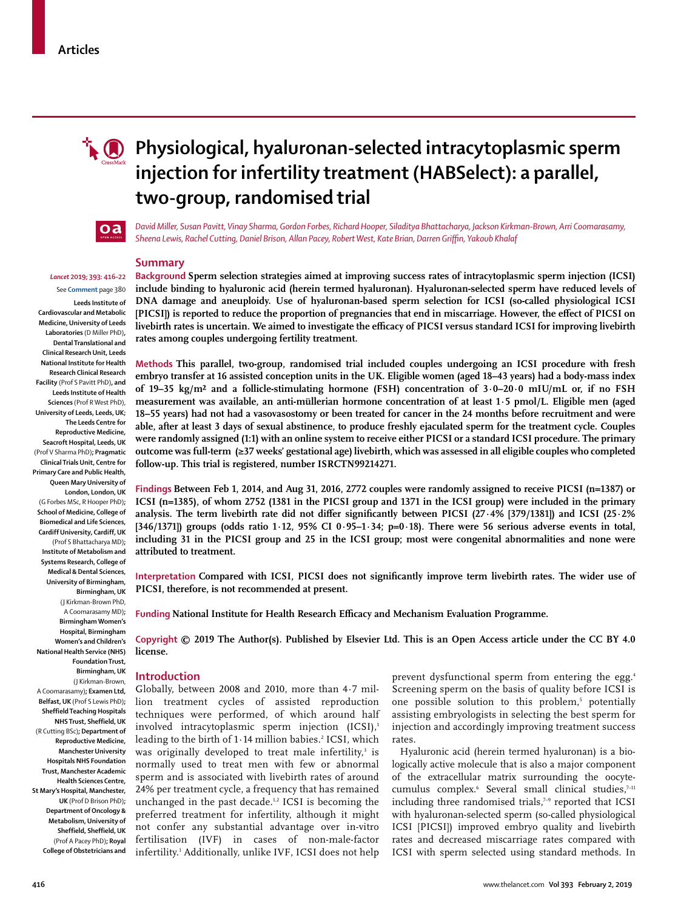Articles

# Physiological, hyaluronan-selected intracytoplasmic sperm injection for infertility treatment (HABSelect): a parallel, two-group, randomised trial

*David Miller, Susan Pavitt, Vinay Sharma, Gordon Forbes, Richard Hooper, Siladitya Bhattacharya, Jackson Kirkman-Brown, Arri Coomarasamy, Sheena Lewis, Rachel Cutting, Daniel Brison, Allan Pacey, Robert West, Kate Brian, Darren Griffin, Yakoub Khalaf*

*Lancet* 2019; 393: 416–22

See **Comment** page 380

**Leeds Institute of Cardiovascular and Metabolic Medicine, University of Leeds Laboratories** (D Miller PhD)**, Dental Translational and Clinical Research Unit, Leeds National Institute for Health Research Clinical Research Facility** (Prof S Pavitt PhD)**, and Leeds Institute of Health Sciences** (Prof R West PhD)**, University of Leeds, Leeds, UK; The Leeds Centre for Reproductive Medicine, Seacroft Hospital, Leeds, UK** (Prof V Sharma PhD)**; Pragmatic Clinical Trials Unit, Centre for Primary Care and Public Health, Queen Mary University of London, London, UK** (G Forbes MSc, R Hooper PhD)**; School of Medicine, College of Biomedical and Life Sciences, Cardiff University, Cardiff, UK** (Prof S Bhattacharya MD)**; Institute of Metabolism and Systems Research, College of Medical & Dental Sciences, University of Birmingham, Birmingham, UK** (J Kirkman-Brown PhD, A Coomarasamy MD)**; Birmingham Women's Hospital, Birmingham Women's and Children's National Health Service (NHS) Foundation Trust, Birmingham, UK** (J Kirkman-Brown, A Coomarasamy)**; Examen Ltd, Belfast, UK** (Prof S Lewis PhD)**; Sheffield Teaching Hospitals NHS Trust, Sheffield, UK** (R Cutting BSc)**; Department of Reproductive Medicine, Manchester University Hospitals NHS Foundation Trust, Manchester Academic Health Sciences Centre, St Mary's Hospital, Manchester, UK** (Prof D Brison PhD)**; Department of Oncology & Metabolism, University of Sheffield, Sheffield, UK** (Prof A Pacey PhD)**; Royal College of Obstetricians and**

## Summary

**Background** **Sperm selection strategies aimed at improving success rates of intracytoplasmic sperm injection (ICSI) include binding to hyaluronic acid (herein termed hyaluronan). Hyaluronan-selected sperm have reduced levels of DNA damage and aneuploidy. Use of hyaluronan-based sperm selection for ICSI (so-called physiological ICSI [PICSI]) is reported to reduce the proportion of pregnancies that end in miscarriage. However, the effect of PICSI on livebirth rates is uncertain. We aimed to investigate the efficacy of PICSI versus standard ICSI for improving livebirth rates among couples undergoing fertility treatment.**

**Methods** **This parallel, two-group, randomised trial included couples undergoing an ICSI procedure with fresh embryo transfer at 16 assisted conception units in the UK. Eligible women (aged 18–43 years) had a body-mass index of 19–35 kg/m² and a follicle-stimulating hormone (FSH) concentration of 3·0–20·0 mIU/mL or, if no FSH measurement was available, an anti-müllerian hormone concentration of at least 1·5 pmol/L. Eligible men (aged 18–55 years) had not had a vasovasostomy or been treated for cancer in the 24 months before recruitment and were able, after at least 3 days of sexual abstinence, to produce freshly ejaculated sperm for the treatment cycle. Couples were randomly assigned (1:1) with an online system to receive either PICSI or a standard ICSI procedure. The primary outcome was full-term (≥37 weeks' gestational age) livebirth, which was assessed in all eligible couples who completed follow-up. This trial is registered, number ISRCTN99214271.**

**Findings** **Between Feb 1, 2014, and Aug 31, 2016, 2772 couples were randomly assigned to receive PICSI (n=1387) or ICSI (n=1385), of whom 2752 (1381 in the PICSI group and 1371 in the ICSI group) were included in the primary analysis. The term livebirth rate did not differ significantly between PICSI (27·4% [379/1381]) and ICSI (25·2% [346/1371]) groups (odds ratio 1·12, 95% CI 0·95–1·34; p=0·18). There were 56 serious adverse events in total, including 31 in the PICSI group and 25 in the ICSI group; most were congenital abnormalities and none were attributed to treatment.**

**Interpretation** **Compared with ICSI, PICSI does not significantly improve term livebirth rates. The wider use of PICSI, therefore, is not recommended at present.**

**Funding** **National Institute for Health Research Efficacy and Mechanism Evaluation Programme.**

**Copyright** **© 2019 The Author(s). Published by Elsevier Ltd. This is an Open Access article under the CC BY 4.0 license.**

## Introduction

Globally, between 2008 and 2010, more than 4·7 million treatment cycles of assisted reproduction techniques were performed, of which around half involved intracytoplasmic sperm injection (ICSI),[1] leading to the birth of 1·14 million babies.[2] ICSI, which was originally developed to treat male infertility,[3] is normally used to treat men with few or abnormal sperm and is associated with livebirth rates of around 24% per treatment cycle, a frequency that has remained unchanged in the past decade.[1,2] ICSI is becoming the preferred treatment for infertility, although it might not confer any substantial advantage over in-vitro fertilisation (IVF) in cases of non-male-factor infertility.[1] Additionally, unlike IVF, ICSI does not help prevent dysfunctional sperm from entering the egg.[4] Screening sperm on the basis of quality before ICSI is one possible solution to this problem,[5] potentially assisting embryologists in selecting the best sperm for injection and accordingly improving treatment success rates.

Hyaluronic acid (herein termed hyaluronan) is a biologically active molecule that is also a major component of the extracellular matrix surrounding the oocyte-cumulus complex.[6] Several small clinical studies,[7–11] including three randomised trials,[7–9] reported that ICSI with hyaluronan-selected sperm (so-called physiological ICSI [PICSI]) improved embryo quality and livebirth rates and decreased miscarriage rates compared with ICSI with sperm selected using standard methods. In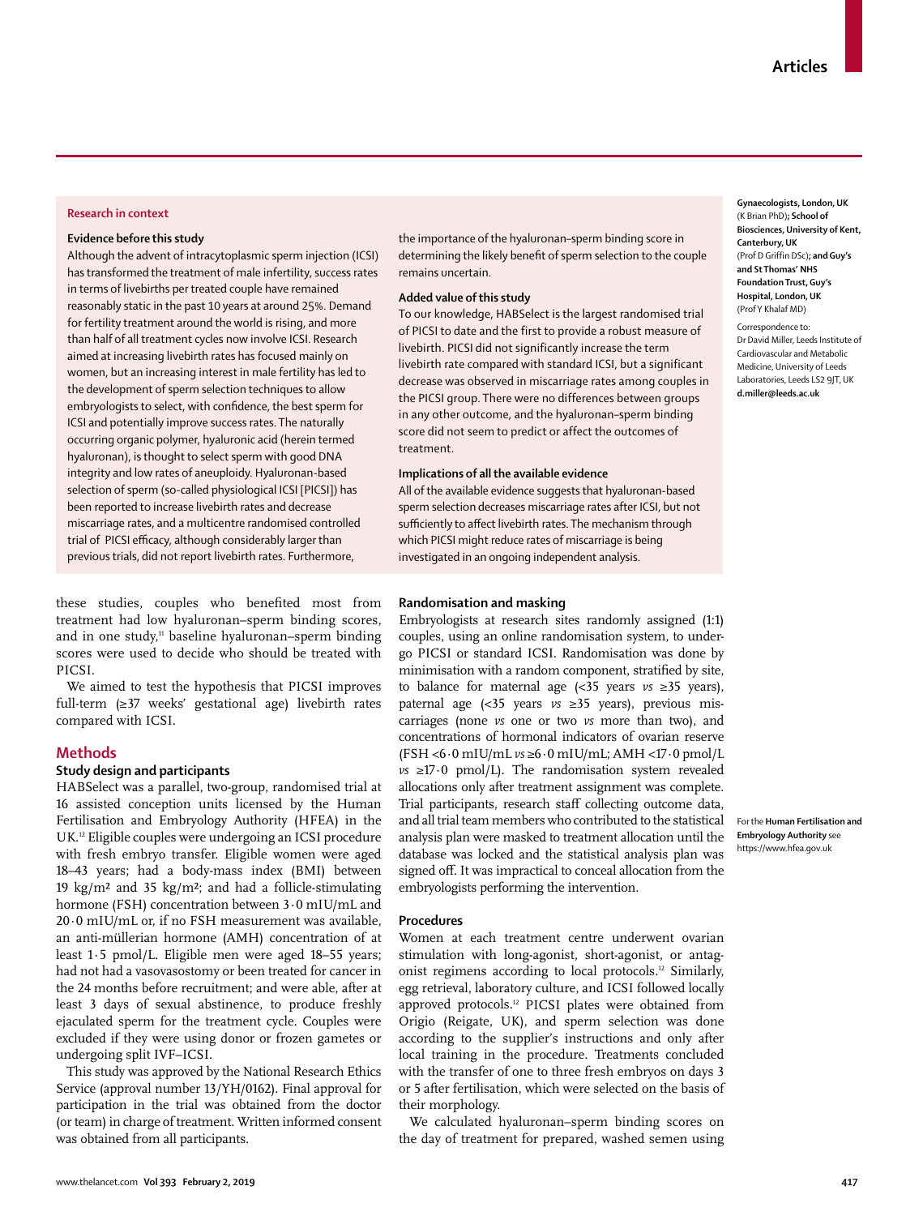## Research in context

### Evidence before this study

Although the advent of intracytoplasmic sperm injection (ICSI) has transformed the treatment of male infertility, success rates in terms of livebirths per treated couple have remained reasonably static in the past 10 years at around 25%. Demand for fertility treatment around the world is rising, and more than half of all treatment cycles now involve ICSI. Research aimed at increasing livebirth rates has focused mainly on women, but an increasing interest in male fertility has led to the development of sperm selection techniques to allow embryologists to select, with confidence, the best sperm for ICSI and potentially improve success rates. The naturally occurring organic polymer, hyaluronic acid (herein termed hyaluronan), is thought to select sperm with good DNA integrity and low rates of aneuploidy. Hyaluronan-based selection of sperm (so-called physiological ICSI [PICSI]) has been reported to increase livebirth rates and decrease miscarriage rates, and a multicentre randomised controlled trial of PICSI efficacy, although considerably larger than previous trials, did not report livebirth rates. Furthermore, the importance of the hyaluronan–sperm binding score in determining the likely benefit of sperm selection to the couple remains uncertain.

### Added value of this study

To our knowledge, HABSelect is the largest randomised trial of PICSI to date and the first to provide a robust measure of livebirth. PICSI did not significantly increase the term livebirth rate compared with standard ICSI, but a significant decrease was observed in miscarriage rates among couples in the PICSI group. There were no differences between groups in any other outcome, and the hyaluronan–sperm binding score did not seem to predict or affect the outcomes of treatment.

### Implications of all the available evidence

All of the available evidence suggests that hyaluronan-based sperm selection decreases miscarriage rates after ICSI, but not sufficiently to affect livebirth rates. The mechanism through which PICSI might reduce rates of miscarriage is being investigated in an ongoing independent analysis.

these studies, couples who benefited most from treatment had low hyaluronan–sperm binding scores, and in one study,[11] baseline hyaluronan–sperm binding scores were used to decide who should be treated with PICSI.

We aimed to test the hypothesis that PICSI improves full-term (≥37 weeks' gestational age) livebirth rates compared with ICSI.

## Methods

### Study design and participants

HABSelect was a parallel, two-group, randomised trial at 16 assisted conception units licensed by the Human Fertilisation and Embryology Authority (HFEA) in the UK.[12] Eligible couples were undergoing an ICSI procedure with fresh embryo transfer. Eligible women were aged 18–43 years; had a body-mass index (BMI) between 19 kg/m² and 35 kg/m²; and had a follicle-stimulating hormone (FSH) concentration between 3·0 mIU/mL and 20·0 mIU/mL or, if no FSH measurement was available, an anti-müllerian hormone (AMH) concentration of at least 1·5 pmol/L. Eligible men were aged 18–55 years; had not had a vasovasostomy or been treated for cancer in the 24 months before recruitment; and were able, after at least 3 days of sexual abstinence, to produce freshly ejaculated sperm for the treatment cycle. Couples were excluded if they were using donor or frozen gametes or undergoing split IVF–ICSI.

This study was approved by the National Research Ethics Service (approval number 13/YH/0162). Final approval for participation in the trial was obtained from the doctor (or team) in charge of treatment. Written informed consent was obtained from all participants.

### Randomisation and masking

Embryologists at research sites randomly assigned (1:1) couples, using an online randomisation system, to undergo PICSI or standard ICSI. Randomisation was done by minimisation with a random component, stratified by site, to balance for maternal age (<35 years *vs* ≥35 years), paternal age (<35 years *vs* ≥35 years), previous miscarriages (none *vs* one or two *vs* more than two), and concentrations of hormonal indicators of ovarian reserve (FSH <6·0 mIU/mL *vs* ≥6·0 mIU/mL; AMH <17·0 pmol/L *vs* ≥17·0 pmol/L). The randomisation system revealed allocations only after treatment assignment was complete. Trial participants, research staff collecting outcome data, and all trial team members who contributed to the statistical analysis plan were masked to treatment allocation until the database was locked and the statistical analysis plan was signed off. It was impractical to conceal allocation from the embryologists performing the intervention.

### Procedures

Women at each treatment centre underwent ovarian stimulation with long-agonist, short-agonist, or antagonist regimens according to local protocols.[12] Similarly, egg retrieval, laboratory culture, and ICSI followed locally approved protocols.[12] PICSI plates were obtained from Origio (Reigate, UK), and sperm selection was done according to the supplier's instructions and only after local training in the procedure. Treatments concluded with the transfer of one to three fresh embryos on days 3 or 5 after fertilisation, which were selected on the basis of their morphology.

We calculated hyaluronan–sperm binding scores on the day of treatment for prepared, washed semen using

**Gynaecologists, London, UK** (K Brian PhD)**; School of Biosciences, University of Kent, Canterbury, UK** (Prof D Griffin DSc)**; and Guy's and St Thomas' NHS Foundation Trust, Guy's Hospital, London, UK** (Prof Y Khalaf MD)

Correspondence to: Dr David Miller, Leeds Institute of Cardiovascular and Metabolic Medicine, University of Leeds Laboratories, Leeds LS2 9JT, UK **d.miller@leeds.ac.uk**

For the **Human Fertilisation and Embryology Authority** see https://www.hfea.gov.uk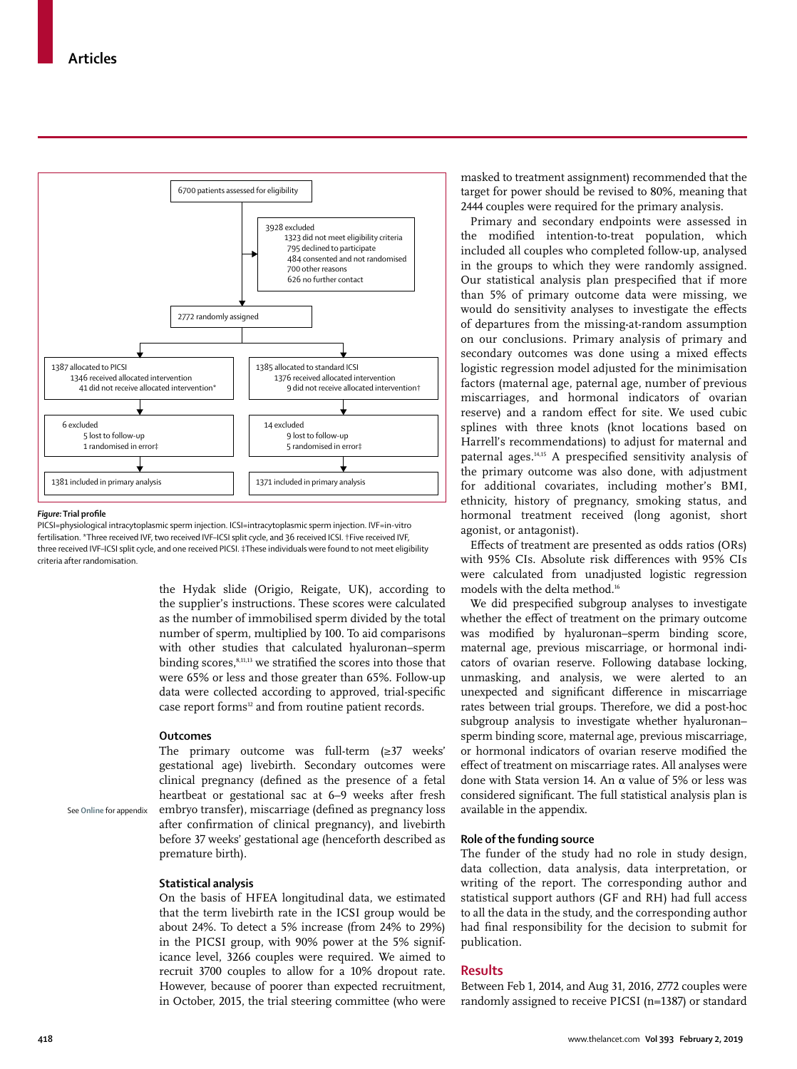6700 patients assessed for eligibility

3928 excluded
- 1323 did not meet eligibility criteria
- 795 declined to participate
- 484 consented and not randomised
- 700 other reasons
- 626 no further contact

2772 randomly assigned

| PICSI | Standard ICSI |
|---|---|
| 1387 allocated to PICSI<br>1346 received allocated intervention<br>41 did not receive allocated intervention* | 1385 allocated to standard ICSI<br>1376 received allocated intervention<br>9 did not receive allocated intervention† |
| 6 excluded<br>5 lost to follow-up<br>1 randomised in error‡ | 14 excluded<br>9 lost to follow-up<br>5 randomised in error‡ |
| 1381 included in primary analysis | 1371 included in primary analysis |

***Figure:*** **Trial profile**

PICSI=physiological intracytoplasmic sperm injection. ICSI=intracytoplasmic sperm injection. IVF=in-vitro fertilisation. *Three received IVF, two received IVF–ICSI split cycle, and 36 received ICSI. †Five received IVF, three received IVF–ICSI split cycle, and one received PICSI. ‡These individuals were found to not meet eligibility criteria after randomisation.

the Hydak slide (Origio, Reigate, UK), according to the supplier's instructions. These scores were calculated as the number of immobilised sperm divided by the total number of sperm, multiplied by 100. To aid comparisons with other studies that calculated hyaluronan–sperm binding scores,[8,11,13] we stratified the scores into those that were 65% or less and those greater than 65%. Follow-up data were collected according to approved, trial-specific case report forms[12] and from routine patient records.

### Outcomes

The primary outcome was full-term (≥37 weeks' gestational age) livebirth. Secondary outcomes were clinical pregnancy (defined as the presence of a fetal heartbeat or gestational sac at 6–9 weeks after fresh embryo transfer), miscarriage (defined as pregnancy loss after confirmation of clinical pregnancy), and livebirth before 37 weeks' gestational age (henceforth described as premature birth).

See **Online** for appendix

### Statistical analysis

On the basis of HFEA longitudinal data, we estimated that the term livebirth rate in the ICSI group would be about 24%. To detect a 5% increase (from 24% to 29%) in the PICSI group, with 90% power at the 5% significance level, 3266 couples were required. We aimed to recruit 3700 couples to allow for a 10% dropout rate. However, because of poorer than expected recruitment, in October, 2015, the trial steering committee (who were masked to treatment assignment) recommended that the target for power should be revised to 80%, meaning that 2444 couples were required for the primary analysis.

Primary and secondary endpoints were assessed in the modified intention-to-treat population, which included all couples who completed follow-up, analysed in the groups to which they were randomly assigned. Our statistical analysis plan prespecified that if more than 5% of primary outcome data were missing, we would do sensitivity analyses to investigate the effects of departures from the missing-at-random assumption on our conclusions. Primary analysis of primary and secondary outcomes was done using a mixed effects logistic regression model adjusted for the minimisation factors (maternal age, paternal age, number of previous miscarriages, and hormonal indicators of ovarian reserve) and a random effect for site. We used cubic splines with three knots (knot locations based on Harrell's recommendations) to adjust for maternal and paternal ages.[14,15] A prespecified sensitivity analysis of the primary outcome was also done, with adjustment for additional covariates, including mother's BMI, ethnicity, history of pregnancy, smoking status, and hormonal treatment received (long agonist, short agonist, or antagonist).

Effects of treatment are presented as odds ratios (ORs) with 95% CIs. Absolute risk differences with 95% CIs were calculated from unadjusted logistic regression models with the delta method.[16]

We did prespecified subgroup analyses to investigate whether the effect of treatment on the primary outcome was modified by hyaluronan–sperm binding score, maternal age, previous miscarriage, or hormonal indicators of ovarian reserve. Following database locking, unmasking, and analysis, we were alerted to an unexpected and significant difference in miscarriage rates between trial groups. Therefore, we did a post-hoc subgroup analysis to investigate whether hyaluronan–sperm binding score, maternal age, previous miscarriage, or hormonal indicators of ovarian reserve modified the effect of treatment on miscarriage rates. All analyses were done with Stata version 14. An α value of 5% or less was considered significant. The full statistical analysis plan is available in the appendix.

### Role of the funding source

The funder of the study had no role in study design, data collection, data analysis, data interpretation, or writing of the report. The corresponding author and statistical support authors (GF and RH) had full access to all the data in the study, and the corresponding author had final responsibility for the decision to submit for publication.

## Results

Between Feb 1, 2014, and Aug 31, 2016, 2772 couples were randomly assigned to receive PICSI (n=1387) or standard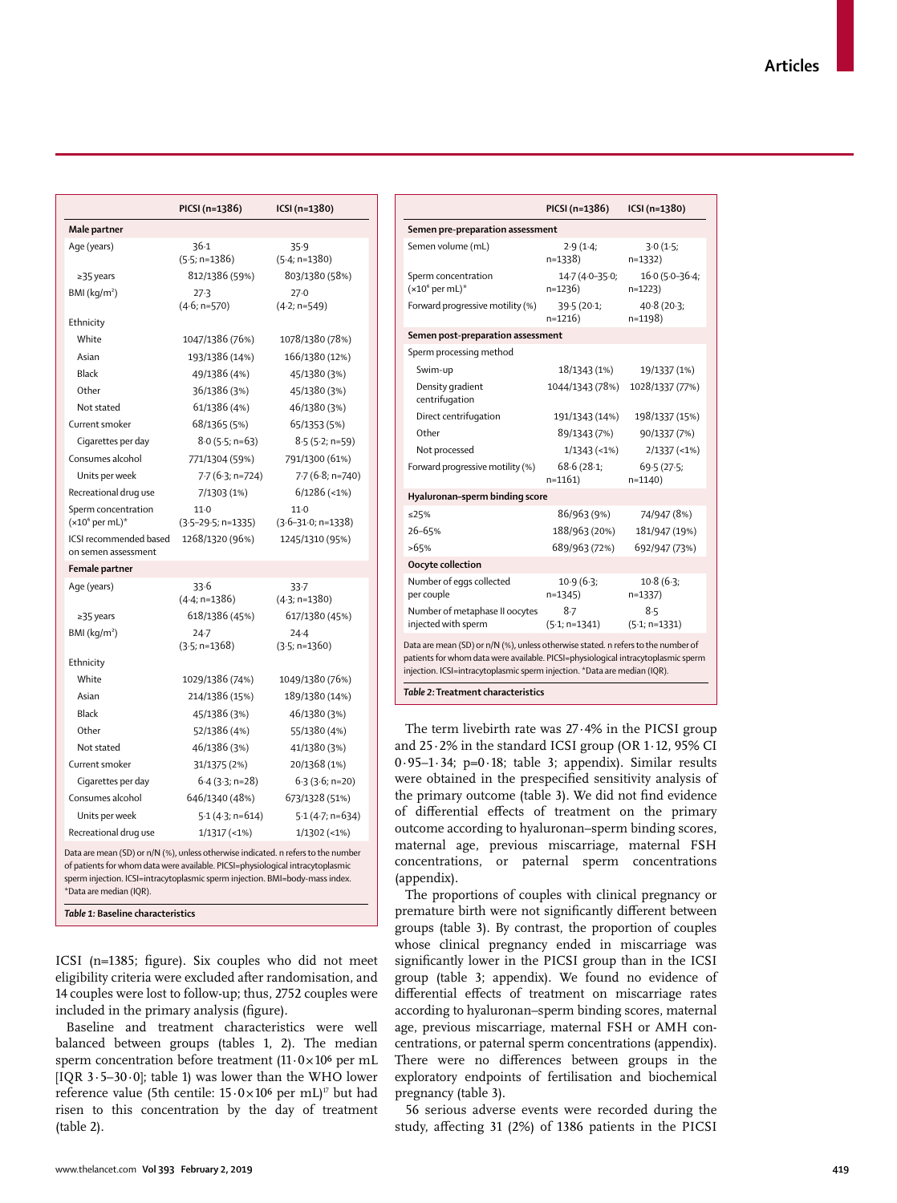| | PICSI (n=1386) | ICSI (n=1380) |
|---|---|---|
| **Male partner** | | |
| Age (years) | 36·1 (5·5; n=1386) | 35·9 (5·4; n=1380) |
| ≥35 years | 812/1386 (59%) | 803/1380 (58%) |
| BMI (kg/m²) | 27·3 (4·6; n=570) | 27·0 (4·2; n=549) |
| Ethnicity | | |
| White | 1047/1386 (76%) | 1078/1380 (78%) |
| Asian | 193/1386 (14%) | 166/1380 (12%) |
| Black | 49/1386 (4%) | 45/1380 (3%) |
| Other | 36/1386 (3%) | 45/1380 (3%) |
| Not stated | 61/1386 (4%) | 46/1380 (3%) |
| Current smoker | 68/1365 (5%) | 65/1353 (5%) |
| Cigarettes per day | 8·0 (5·5; n=63) | 8·5 (5·2; n=59) |
| Consumes alcohol | 771/1304 (59%) | 791/1300 (61%) |
| Units per week | 7·7 (6·3; n=724) | 7·7 (6·8; n=740) |
| Recreational drug use | 7/1303 (1%) | 6/1286 (<1%) |
| Sperm concentration (×10⁶ per mL)* | 11·0 (3·5–29·5; n=1335) | 11·0 (3·6–31·0; n=1338) |
| ICSI recommended based on semen assessment | 1268/1320 (96%) | 1245/1310 (95%) |
| **Female partner** | | |
| Age (years) | 33·6 (4·4; n=1386) | 33·7 (4·3; n=1380) |
| ≥35 years | 618/1386 (45%) | 617/1380 (45%) |
| BMI (kg/m²) | 24·7 (3·5; n=1368) | 24·4 (3·5; n=1360) |
| Ethnicity | | |
| White | 1029/1386 (74%) | 1049/1380 (76%) |
| Asian | 214/1386 (15%) | 189/1380 (14%) |
| Black | 45/1386 (3%) | 46/1380 (3%) |
| Other | 52/1386 (4%) | 55/1380 (4%) |
| Not stated | 46/1386 (3%) | 41/1380 (3%) |
| Current smoker | 31/1375 (2%) | 20/1368 (1%) |
| Cigarettes per day | 6·4 (3·3; n=28) | 6·3 (3·6; n=20) |
| Consumes alcohol | 646/1340 (48%) | 673/1328 (51%) |
| Units per week | 5·1 (4·3; n=614) | 5·1 (4·7; n=634) |
| Recreational drug use | 1/1317 (<1%) | 1/1302 (<1%) |

Data are mean (SD) or n/N (%), unless otherwise indicated. n refers to the number of patients for whom data were available. PICSI=physiological intracytoplasmic sperm injection. ICSI=intracytoplasmic sperm injection. BMI=body-mass index. *Data are median (IQR).

*Table 1:* **Baseline characteristics**

ICSI (n=1385; figure). Six couples who did not meet eligibility criteria were excluded after randomisation, and 14 couples were lost to follow-up; thus, 2752 couples were included in the primary analysis (figure).

Baseline and treatment characteristics were well balanced between groups (tables 1, 2). The median sperm concentration before treatment (11·0×10⁶ per mL [IQR 3·5–30·0]; table 1) was lower than the WHO lower reference value (5th centile: 15·0×10⁶ per mL)[17] but had risen to this concentration by the day of treatment (table 2).

| | PICSI (n=1386) | ICSI (n=1380) |
|---|---|---|
| **Semen pre-preparation assessment** | | |
| Semen volume (mL) | 2·9 (1·4; n=1338) | 3·0 (1·5; n=1332) |
| Sperm concentration (×10⁶ per mL)* | 14·7 (4·0–35·0; n=1236) | 16·0 (5·0–36·4; n=1223) |
| Forward progressive motility (%) | 39·5 (20·1; n=1216) | 40·8 (20·3; n=1198) |
| **Semen post-preparation assessment** | | |
| Sperm processing method | | |
| Swim-up | 18/1343 (1%) | 19/1337 (1%) |
| Density gradient centrifugation | 1044/1343 (78%) | 1028/1337 (77%) |
| Direct centrifugation | 191/1343 (14%) | 198/1337 (15%) |
| Other | 89/1343 (7%) | 90/1337 (7%) |
| Not processed | 1/1343 (<1%) | 2/1337 (<1%) |
| Forward progressive motility (%) | 68·6 (28·1; n=1161) | 69·5 (27·5; n=1140) |
| **Hyaluronan–sperm binding score** | | |
| ≤25% | 86/963 (9%) | 74/947 (8%) |
| 26–65% | 188/963 (20%) | 181/947 (19%) |
| >65% | 689/963 (72%) | 692/947 (73%) |
| **Oocyte collection** | | |
| Number of eggs collected per couple | 10·9 (6·3; n=1345) | 10·8 (6·3; n=1337) |
| Number of metaphase II oocytes injected with sperm | 8·7 (5·1; n=1341) | 8·5 (5·1; n=1331) |

Data are mean (SD) or n/N (%), unless otherwise stated. n refers to the number of patients for whom data were available. PICSI=physiological intracytoplasmic sperm injection. ICSI=intracytoplasmic sperm injection. *Data are median (IQR).

*Table 2:* **Treatment characteristics**

The term livebirth rate was 27·4% in the PICSI group and 25·2% in the standard ICSI group (OR 1·12, 95% CI 0·95–1·34; p=0·18; table 3; appendix). Similar results were obtained in the prespecified sensitivity analysis of the primary outcome (table 3). We did not find evidence of differential effects of treatment on the primary outcome according to hyaluronan–sperm binding scores, maternal age, previous miscarriage, maternal FSH concentrations, or paternal sperm concentrations (appendix).

The proportions of couples with clinical pregnancy or premature birth were not significantly different between groups (table 3). By contrast, the proportion of couples whose clinical pregnancy ended in miscarriage was significantly lower in the PICSI group than in the ICSI group (table 3; appendix). We found no evidence of differential effects of treatment on miscarriage rates according to hyaluronan–sperm binding scores, maternal age, previous miscarriage, maternal FSH or AMH concentrations, or paternal sperm concentrations (appendix). There were no differences between groups in the exploratory endpoints of fertilisation and biochemical pregnancy (table 3).

56 serious adverse events were recorded during the study, affecting 31 (2%) of 1386 patients in the PICSI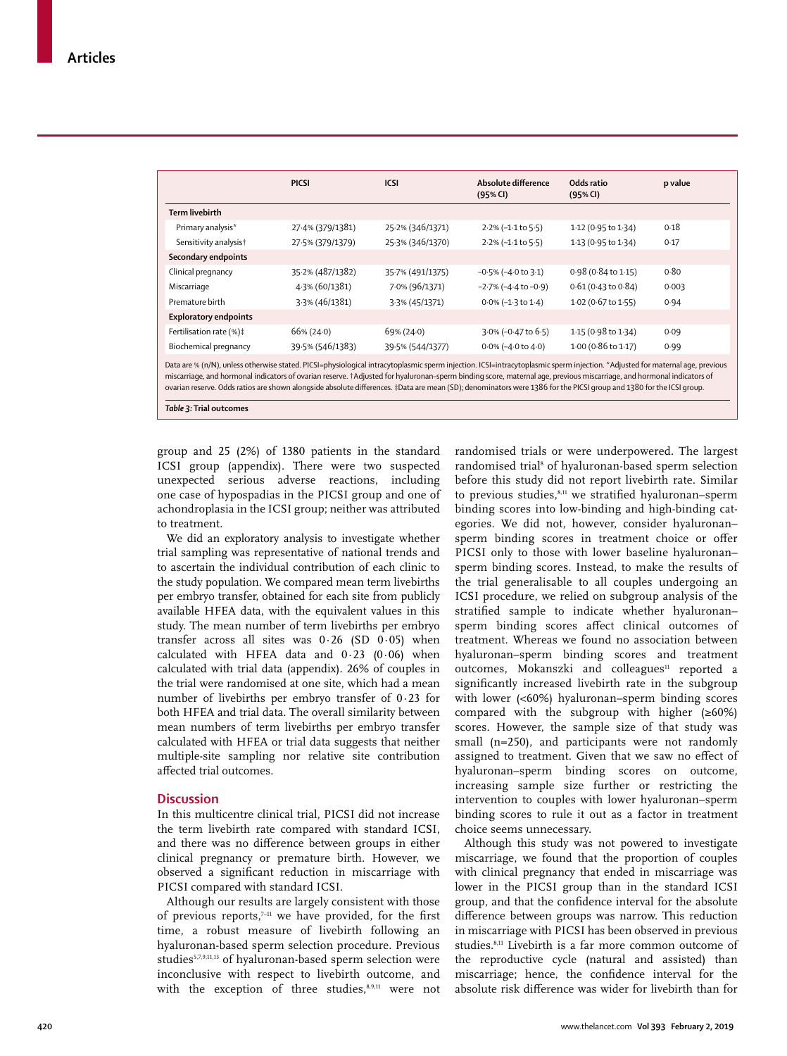|  | PICSI | ICSI | Absolute difference (95% CI) | Odds ratio (95% CI) | p value |
|---|---|---|---|---|---|
| **Term livebirth** |  |  |  |  |  |
| Primary analysis* | 27·4% (379/1381) | 25·2% (346/1371) | 2·2% (−1·1 to 5·5) | 1·12 (0·95 to 1·34) | 0·18 |
| Sensitivity analysis† | 27·5% (379/1379) | 25·3% (346/1370) | 2·2% (−1·1 to 5·5) | 1·13 (0·95 to 1·34) | 0·17 |
| **Secondary endpoints** |  |  |  |  |  |
| Clinical pregnancy | 35·2% (487/1382) | 35·7% (491/1375) | −0·5% (−4·0 to 3·1) | 0·98 (0·84 to 1·15) | 0·80 |
| Miscarriage | 4·3% (60/1381) | 7·0% (96/1371) | −2·7% (−4·4 to −0·9) | 0·61 (0·43 to 0·84) | 0·003 |
| Premature birth | 3·3% (46/1381) | 3·3% (45/1371) | 0·0% (−1·3 to 1·4) | 1·02 (0·67 to 1·55) | 0·94 |
| **Exploratory endpoints** |  |  |  |  |  |
| Fertilisation rate (%)‡ | 66% (24·0) | 69% (24·0) | 3·0% (−0·47 to 6·5) | 1·15 (0·98 to 1·34) | 0·09 |
| Biochemical pregnancy | 39·5% (546/1383) | 39·5% (544/1377) | 0·0% (−4·0 to 4·0) | 1·00 (0·86 to 1·17) | 0·99 |

Data are % (n/N), unless otherwise stated. PICSI=physiological intracytoplasmic sperm injection. ICSI=intracytoplasmic sperm injection. *Adjusted for maternal age, previous miscarriage, and hormonal indicators of ovarian reserve. †Adjusted for hyaluronan–sperm binding score, maternal age, previous miscarriage, and hormonal indicators of ovarian reserve. Odds ratios are shown alongside absolute differences. ‡Data are mean (SD); denominators were 1386 for the PICSI group and 1380 for the ICSI group.

*Table 3:* **Trial outcomes**

group and 25 (2%) of 1380 patients in the standard ICSI group (appendix). There were two suspected unexpected serious adverse reactions, including one case of hypospadias in the PICSI group and one of achondroplasia in the ICSI group; neither was attributed to treatment.

We did an exploratory analysis to investigate whether trial sampling was representative of national trends and to ascertain the individual contribution of each clinic to the study population. We compared mean term livebirths per embryo transfer, obtained for each site from publicly available HFEA data, with the equivalent values in this study. The mean number of term livebirths per embryo transfer across all sites was 0·26 (SD 0·05) when calculated with HFEA data and 0·23 (0·06) when calculated with trial data (appendix). 26% of couples in the trial were randomised at one site, which had a mean number of livebirths per embryo transfer of 0·23 for both HFEA and trial data. The overall similarity between mean numbers of term livebirths per embryo transfer calculated with HFEA or trial data suggests that neither multiple-site sampling nor relative site contribution affected trial outcomes.

## Discussion

In this multicentre clinical trial, PICSI did not increase the term livebirth rate compared with standard ICSI, and there was no difference between groups in either clinical pregnancy or premature birth. However, we observed a significant reduction in miscarriage with PICSI compared with standard ICSI.

Although our results are largely consistent with those of previous reports,[7–11] we have provided, for the first time, a robust measure of livebirth following an hyaluronan-based sperm selection procedure. Previous studies[5,7,9,11,13] of hyaluronan-based sperm selection were inconclusive with respect to livebirth outcome, and with the exception of three studies,[8,9,11] were not randomised trials or were underpowered. The largest randomised trial[8] of hyaluronan-based sperm selection before this study did not report livebirth rate. Similar to previous studies,[8,11] we stratified hyaluronan–sperm binding scores into low-binding and high-binding categories. We did not, however, consider hyaluronan–sperm binding scores in treatment choice or offer PICSI only to those with lower baseline hyaluronan–sperm binding scores. Instead, to make the results of the trial generalisable to all couples undergoing an ICSI procedure, we relied on subgroup analysis of the stratified sample to indicate whether hyaluronan–sperm binding scores affect clinical outcomes of treatment. Whereas we found no association between hyaluronan–sperm binding scores and treatment outcomes, Mokanszki and colleagues[11] reported a significantly increased livebirth rate in the subgroup with lower (<60%) hyaluronan–sperm binding scores compared with the subgroup with higher (≥60%) scores. However, the sample size of that study was small (n=250), and participants were not randomly assigned to treatment. Given that we saw no effect of hyaluronan–sperm binding scores on outcome, increasing sample size further or restricting the intervention to couples with lower hyaluronan–sperm binding scores to rule it out as a factor in treatment choice seems unnecessary.

Although this study was not powered to investigate miscarriage, we found that the proportion of couples with clinical pregnancy that ended in miscarriage was lower in the PICSI group than in the standard ICSI group, and that the confidence interval for the absolute difference between groups was narrow. This reduction in miscarriage with PICSI has been observed in previous studies.[8,11] Livebirth is a far more common outcome of the reproductive cycle (natural and assisted) than miscarriage; hence, the confidence interval for the absolute risk difference was wider for livebirth than for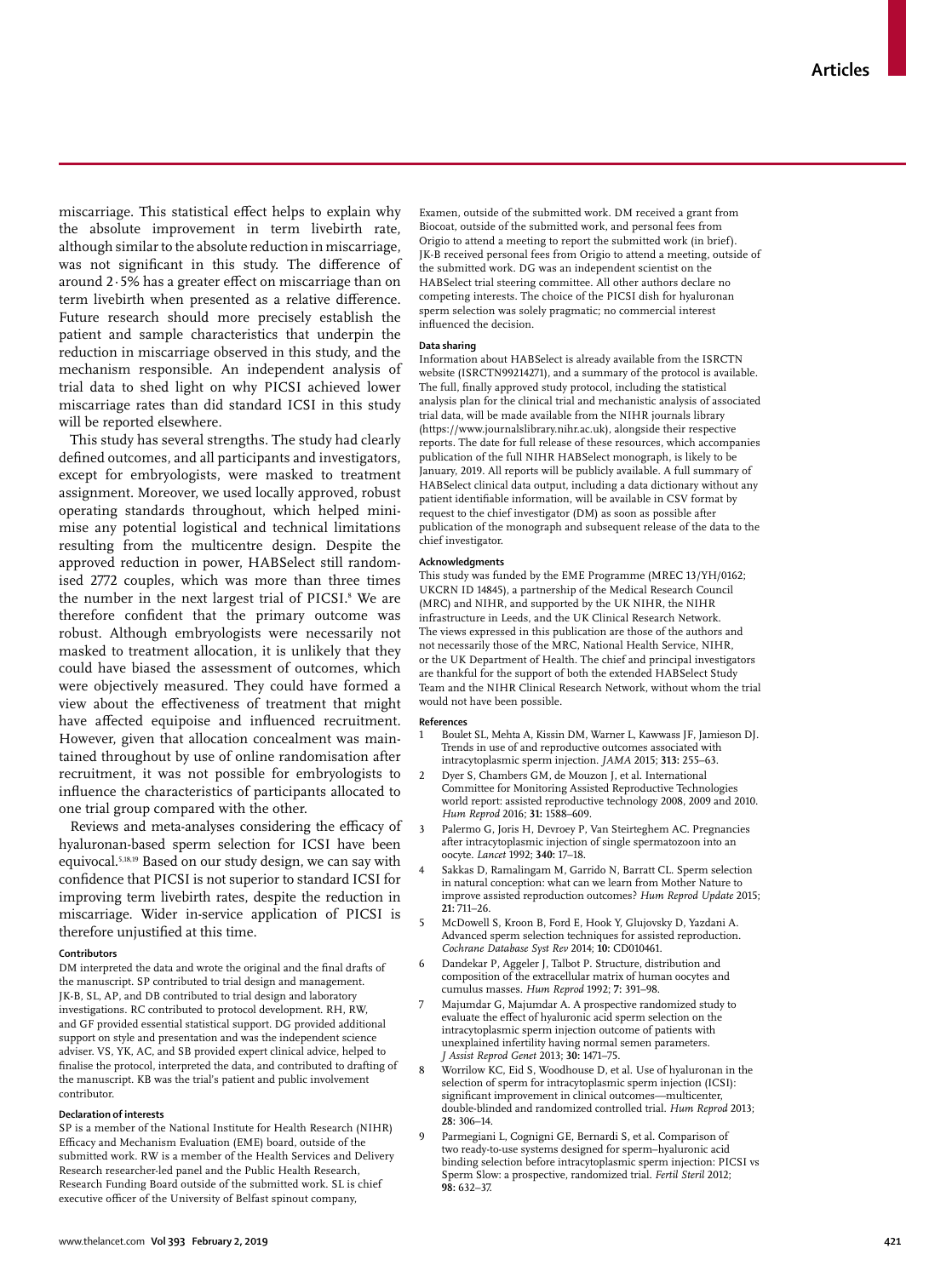miscarriage. This statistical effect helps to explain why the absolute improvement in term livebirth rate, although similar to the absolute reduction in miscarriage, was not significant in this study. The difference of around 2·5% has a greater effect on miscarriage than on term livebirth when presented as a relative difference. Future research should more precisely establish the patient and sample characteristics that underpin the reduction in miscarriage observed in this study, and the mechanism responsible. An independent analysis of trial data to shed light on why PICSI achieved lower miscarriage rates than did standard ICSI in this study will be reported elsewhere.

This study has several strengths. The study had clearly defined outcomes, and all participants and investigators, except for embryologists, were masked to treatment assignment. Moreover, we used locally approved, robust operating standards throughout, which helped minimise any potential logistical and technical limitations resulting from the multicentre design. Despite the approved reduction in power, HABSelect still randomised 2772 couples, which was more than three times the number in the next largest trial of PICSI.[8] We are therefore confident that the primary outcome was robust. Although embryologists were necessarily not masked to treatment allocation, it is unlikely that they could have biased the assessment of outcomes, which were objectively measured. They could have formed a view about the effectiveness of treatment that might have affected equipoise and influenced recruitment. However, given that allocation concealment was maintained throughout by use of online randomisation after recruitment, it was not possible for embryologists to influence the characteristics of participants allocated to one trial group compared with the other.

Reviews and meta-analyses considering the efficacy of hyaluronan-based sperm selection for ICSI have been equivocal.[5,18,19] Based on our study design, we can say with confidence that PICSI is not superior to standard ICSI for improving term livebirth rates, despite the reduction in miscarriage. Wider in-service application of PICSI is therefore unjustified at this time.

#### Contributors

DM interpreted the data and wrote the original and the final drafts of the manuscript. SP contributed to trial design and management. JK-B, SL, AP, and DB contributed to trial design and laboratory investigations. RC contributed to protocol development. RH, RW, and GF provided essential statistical support. DG provided additional support on style and presentation and was the independent science adviser. VS, YK, AC, and SB provided expert clinical advice, helped to finalise the protocol, interpreted the data, and contributed to drafting of the manuscript. KB was the trial's patient and public involvement contributor.

#### Declaration of interests

SP is a member of the National Institute for Health Research (NIHR) Efficacy and Mechanism Evaluation (EME) board, outside of the submitted work. RW is a member of the Health Services and Delivery Research researcher-led panel and the Public Health Research, Research Funding Board outside of the submitted work. SL is chief executive officer of the University of Belfast spinout company, Examen, outside of the submitted work. DM received a grant from Biocoat, outside of the submitted work, and personal fees from Origio to attend a meeting to report the submitted work (in brief). JK-B received personal fees from Origio to attend a meeting, outside of the submitted work. DG was an independent scientist on the HABSelect trial steering committee. All other authors declare no competing interests. The choice of the PICSI dish for hyaluronan sperm selection was solely pragmatic; no commercial interest influenced the decision.

#### Data sharing

Information about HABSelect is already available from the ISRCTN website (ISRCTN99214271), and a summary of the protocol is available. The full, finally approved study protocol, including the statistical analysis plan for the clinical trial and mechanistic analysis of associated trial data, will be made available from the NIHR journals library (https://www.journalslibrary.nihr.ac.uk), alongside their respective reports. The date for full release of these resources, which accompanies publication of the full NIHR HABSelect monograph, is likely to be January, 2019. All reports will be publicly available. A full summary of HABSelect clinical data output, including a data dictionary without any patient identifiable information, will be available in CSV format by request to the chief investigator (DM) as soon as possible after publication of the monograph and subsequent release of the data to the chief investigator.

#### Acknowledgments

This study was funded by the EME Programme (MREC 13/YH/0162; UKCRN ID 14845), a partnership of the Medical Research Council (MRC) and NIHR, and supported by the UK NIHR, the NIHR infrastructure in Leeds, and the UK Clinical Research Network. The views expressed in this publication are those of the authors and not necessarily those of the MRC, National Health Service, NIHR, or the UK Department of Health. The chief and principal investigators are thankful for the support of both the extended HABSelect Study Team and the NIHR Clinical Research Network, without whom the trial would not have been possible.

#### References

1. Boulet SL, Mehta A, Kissin DM, Warner L, Kawwass JF, Jamieson DJ. Trends in use of and reproductive outcomes associated with intracytoplasmic sperm injection. *JAMA* 2015; **313:** 255–63.
2. Dyer S, Chambers GM, de Mouzon J, et al. International Committee for Monitoring Assisted Reproductive Technologies world report: assisted reproductive technology 2008, 2009 and 2010. *Hum Reprod* 2016; **31:** 1588–609.
3. Palermo G, Joris H, Devroey P, Van Steirteghem AC. Pregnancies after intracytoplasmic injection of single spermatozoon into an oocyte. *Lancet* 1992; **340:** 17–18.
4. Sakkas D, Ramalingam M, Garrido N, Barratt CL. Sperm selection in natural conception: what can we learn from Mother Nature to improve assisted reproduction outcomes? *Hum Reprod Update* 2015; **21:** 711–26.
5. McDowell S, Kroon B, Ford E, Hook Y, Glujovsky D, Yazdani A. Advanced sperm selection techniques for assisted reproduction. *Cochrane Database Syst Rev* 2014; **10:** CD010461.
6. Dandekar P, Aggeler J, Talbot P. Structure, distribution and composition of the extracellular matrix of human oocytes and cumulus masses. *Hum Reprod* 1992; **7:** 391–98.
7. Majumdar G, Majumdar A. A prospective randomized study to evaluate the effect of hyaluronic acid sperm selection on the intracytoplasmic sperm injection outcome of patients with unexplained infertility having normal semen parameters. *J Assist Reprod Genet* 2013; **30:** 1471–75.
8. Worrilow KC, Eid S, Woodhouse D, et al. Use of hyaluronan in the selection of sperm for intracytoplasmic sperm injection (ICSI): significant improvement in clinical outcomes—multicenter, double-blinded and randomized controlled trial. *Hum Reprod* 2013; **28:** 306–14.
9. Parmegiani L, Cognigni GE, Bernardi S, et al. Comparison of two ready-to-use systems designed for sperm–hyaluronic acid binding selection before intracytoplasmic sperm injection: PICSI vs Sperm Slow: a prospective, randomized trial. *Fertil Steril* 2012; **98:** 632–37.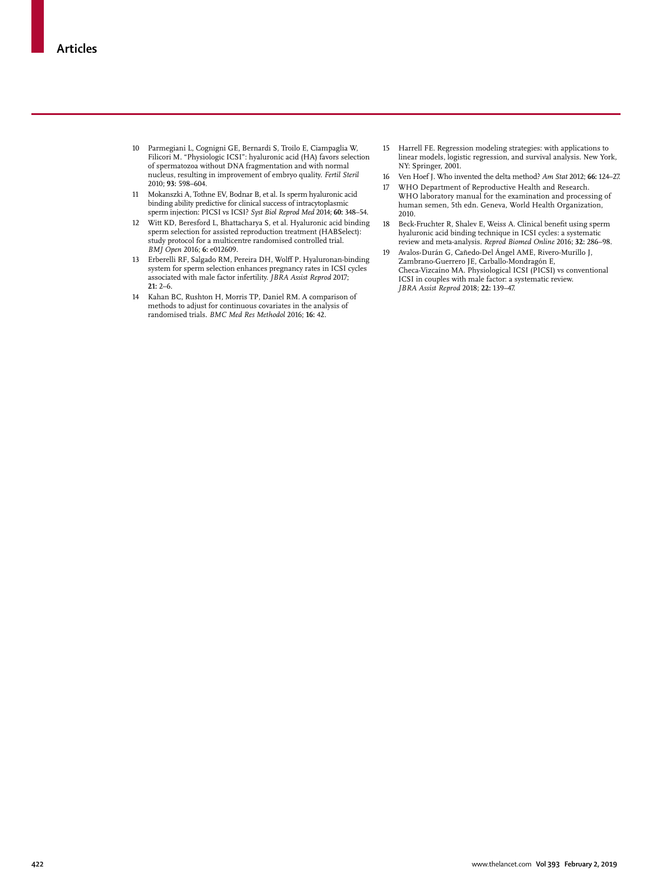10 Parmegiani L, Cognigni GE, Bernardi S, Troilo E, Ciampaglia W, Filicori M. "Physiologic ICSI": hyaluronic acid (HA) favors selection of spermatozoa without DNA fragmentation and with normal nucleus, resulting in improvement of embryo quality. *Fertil Steril* 2010; **93:** 598–604.

11 Mokanszki A, Tothne EV, Bodnar B, et al. Is sperm hyaluronic acid binding ability predictive for clinical success of intracytoplasmic sperm injection: PICSI vs ICSI? *Syst Biol Reprod Med* 2014; **60:** 348–54.

12 Witt KD, Beresford L, Bhattacharya S, et al. Hyaluronic acid binding sperm selection for assisted reproduction treatment (HABSelect): study protocol for a multicentre randomised controlled trial. *BMJ Open* 2016; **6:** e012609.

13 Erberelli RF, Salgado RM, Pereira DH, Wolff P. Hyaluronan-binding system for sperm selection enhances pregnancy rates in ICSI cycles associated with male factor infertility. *JBRA Assist Reprod* 2017; **21:** 2–6.

14 Kahan BC, Rushton H, Morris TP, Daniel RM. A comparison of methods to adjust for continuous covariates in the analysis of randomised trials. *BMC Med Res Methodol* 2016; **16:** 42.

15 Harrell FE. Regression modeling strategies: with applications to linear models, logistic regression, and survival analysis. New York, NY: Springer, 2001.

16 Ven Hoef J. Who invented the delta method? *Am Stat* 2012; **66:** 124–27.

17 WHO Department of Reproductive Health and Research. WHO laboratory manual for the examination and processing of human semen, 5th edn. Geneva, World Health Organization, 2010.

18 Beck-Fruchter R, Shalev E, Weiss A. Clinical benefit using sperm hyaluronic acid binding technique in ICSI cycles: a systematic review and meta-analysis. *Reprod Biomed Online* 2016; **32:** 286–98.

19 Avalos-Durán G, Cañedo-Del Ángel AME, Rivero-Murillo J, Zambrano-Guerrero JE, Carballo-Mondragón E, Checa-Vizcaíno MA. Physiological ICSI (PICSI) vs conventional ICSI in couples with male factor: a systematic review. *JBRA Assist Reprod* 2018; **22:** 139–47.